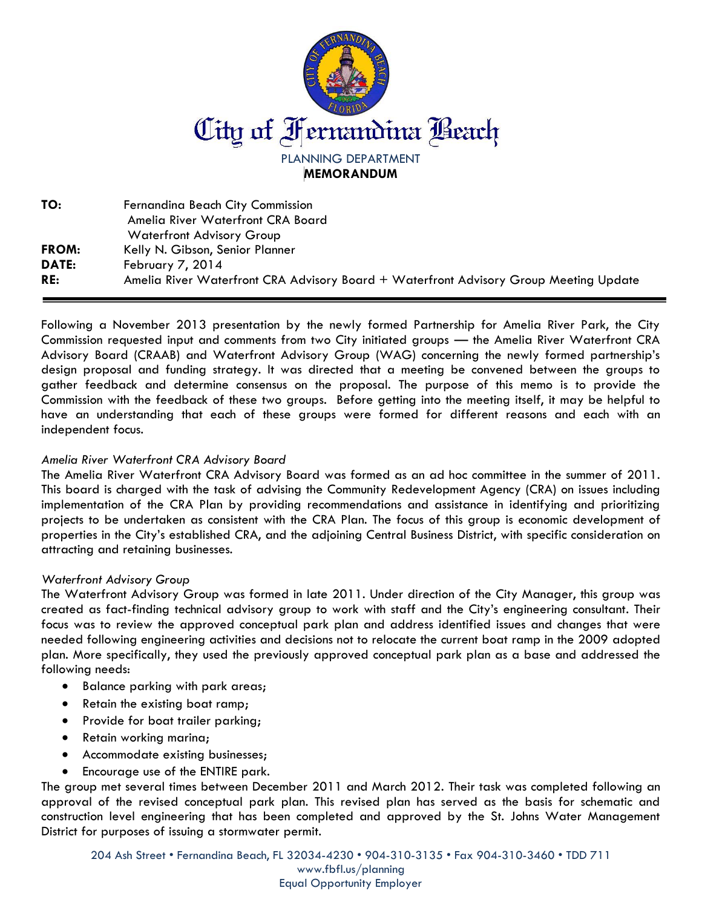# City of Fernandina Beach

PLANNING DEPARTMENT

**MEMORANDUM**

**TO:** Fernandina Beach City Commission
Amelia River Waterfront CRA Board
Waterfront Advisory Group

**FROM:** Kelly N. Gibson, Senior Planner

**DATE:** February 7, 2014

**RE:** Amelia River Waterfront CRA Advisory Board + Waterfront Advisory Group Meeting Update

---

Following a November 2013 presentation by the newly formed Partnership for Amelia River Park, the City Commission requested input and comments from two City initiated groups — the Amelia River Waterfront CRA Advisory Board (CRAAB) and Waterfront Advisory Group (WAG) concerning the newly formed partnership's design proposal and funding strategy. It was directed that a meeting be convened between the groups to gather feedback and determine consensus on the proposal. The purpose of this memo is to provide the Commission with the feedback of these two groups. Before getting into the meeting itself, it may be helpful to have an understanding that each of these groups were formed for different reasons and each with an independent focus.

*Amelia River Waterfront CRA Advisory Board*

The Amelia River Waterfront CRA Advisory Board was formed as an ad hoc committee in the summer of 2011. This board is charged with the task of advising the Community Redevelopment Agency (CRA) on issues including implementation of the CRA Plan by providing recommendations and assistance in identifying and prioritizing projects to be undertaken as consistent with the CRA Plan. The focus of this group is economic development of properties in the City's established CRA, and the adjoining Central Business District, with specific consideration on attracting and retaining businesses.

*Waterfront Advisory Group*

The Waterfront Advisory Group was formed in late 2011. Under direction of the City Manager, this group was created as fact-finding technical advisory group to work with staff and the City's engineering consultant. Their focus was to review the approved conceptual park plan and address identified issues and changes that were needed following engineering activities and decisions not to relocate the current boat ramp in the 2009 adopted plan. More specifically, they used the previously approved conceptual park plan as a base and addressed the following needs:

- Balance parking with park areas;
- Retain the existing boat ramp;
- Provide for boat trailer parking;
- Retain working marina;
- Accommodate existing businesses;
- Encourage use of the ENTIRE park.

The group met several times between December 2011 and March 2012. Their task was completed following an approval of the revised conceptual park plan. This revised plan has served as the basis for schematic and construction level engineering that has been completed and approved by the St. Johns Water Management District for purposes of issuing a stormwater permit.

204 Ash Street • Fernandina Beach, FL 32034-4230 • 904-310-3135 • Fax 904-310-3460 • TDD 711
www.fbfl.us/planning
Equal Opportunity Employer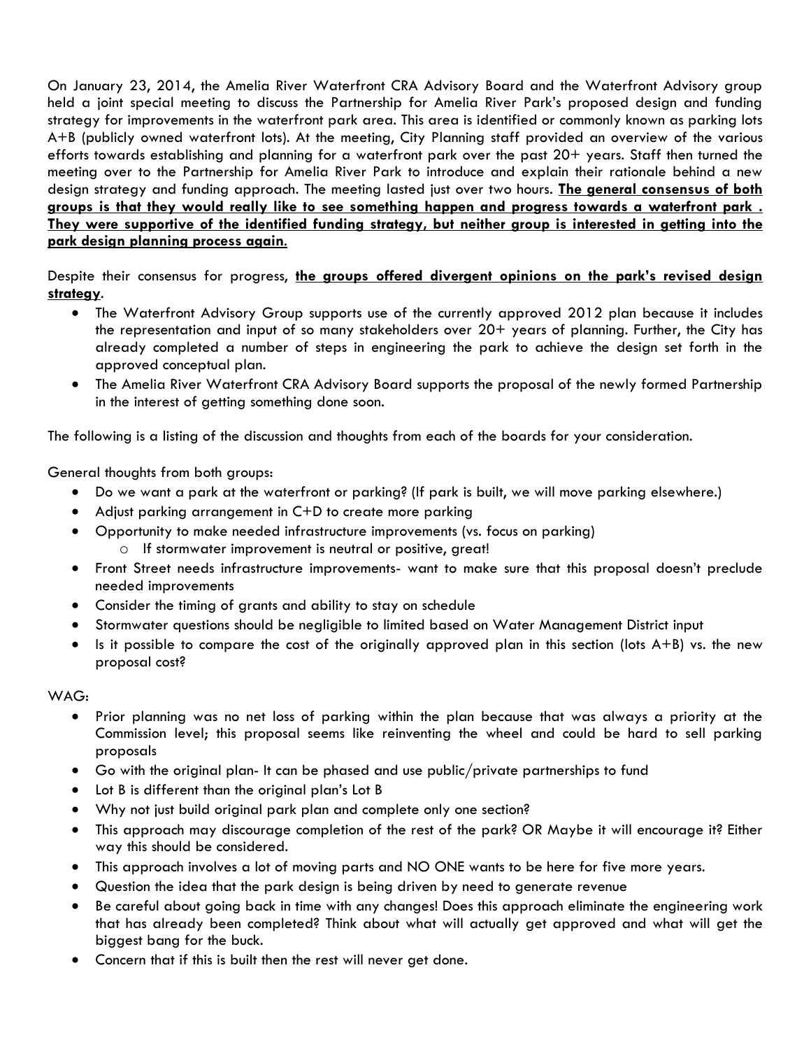On January 23, 2014, the Amelia River Waterfront CRA Advisory Board and the Waterfront Advisory group held a joint special meeting to discuss the Partnership for Amelia River Park's proposed design and funding strategy for improvements in the waterfront park area. This area is identified or commonly known as parking lots A+B (publicly owned waterfront lots). At the meeting, City Planning staff provided an overview of the various efforts towards establishing and planning for a waterfront park over the past 20+ years. Staff then turned the meeting over to the Partnership for Amelia River Park to introduce and explain their rationale behind a new design strategy and funding approach. The meeting lasted just over two hours. **The general consensus of both groups is that they would really like to see something happen and progress towards a waterfront park . They were supportive of the identified funding strategy, but neither group is interested in getting into the park design planning process again.**

Despite their consensus for progress, **the groups offered divergent opinions on the park's revised design strategy**.

- The Waterfront Advisory Group supports use of the currently approved 2012 plan because it includes the representation and input of so many stakeholders over 20+ years of planning. Further, the City has already completed a number of steps in engineering the park to achieve the design set forth in the approved conceptual plan.
- The Amelia River Waterfront CRA Advisory Board supports the proposal of the newly formed Partnership in the interest of getting something done soon.

The following is a listing of the discussion and thoughts from each of the boards for your consideration.

General thoughts from both groups:

- Do we want a park at the waterfront or parking? (If park is built, we will move parking elsewhere.)
- Adjust parking arrangement in C+D to create more parking
- Opportunity to make needed infrastructure improvements (vs. focus on parking)
  - If stormwater improvement is neutral or positive, great!
- Front Street needs infrastructure improvements- want to make sure that this proposal doesn't preclude needed improvements
- Consider the timing of grants and ability to stay on schedule
- Stormwater questions should be negligible to limited based on Water Management District input
- Is it possible to compare the cost of the originally approved plan in this section (lots A+B) vs. the new proposal cost?

WAG:

- Prior planning was no net loss of parking within the plan because that was always a priority at the Commission level; this proposal seems like reinventing the wheel and could be hard to sell parking proposals
- Go with the original plan- It can be phased and use public/private partnerships to fund
- Lot B is different than the original plan's Lot B
- Why not just build original park plan and complete only one section?
- This approach may discourage completion of the rest of the park? OR Maybe it will encourage it? Either way this should be considered.
- This approach involves a lot of moving parts and NO ONE wants to be here for five more years.
- Question the idea that the park design is being driven by need to generate revenue
- Be careful about going back in time with any changes! Does this approach eliminate the engineering work that has already been completed? Think about what will actually get approved and what will get the biggest bang for the buck.
- Concern that if this is built then the rest will never get done.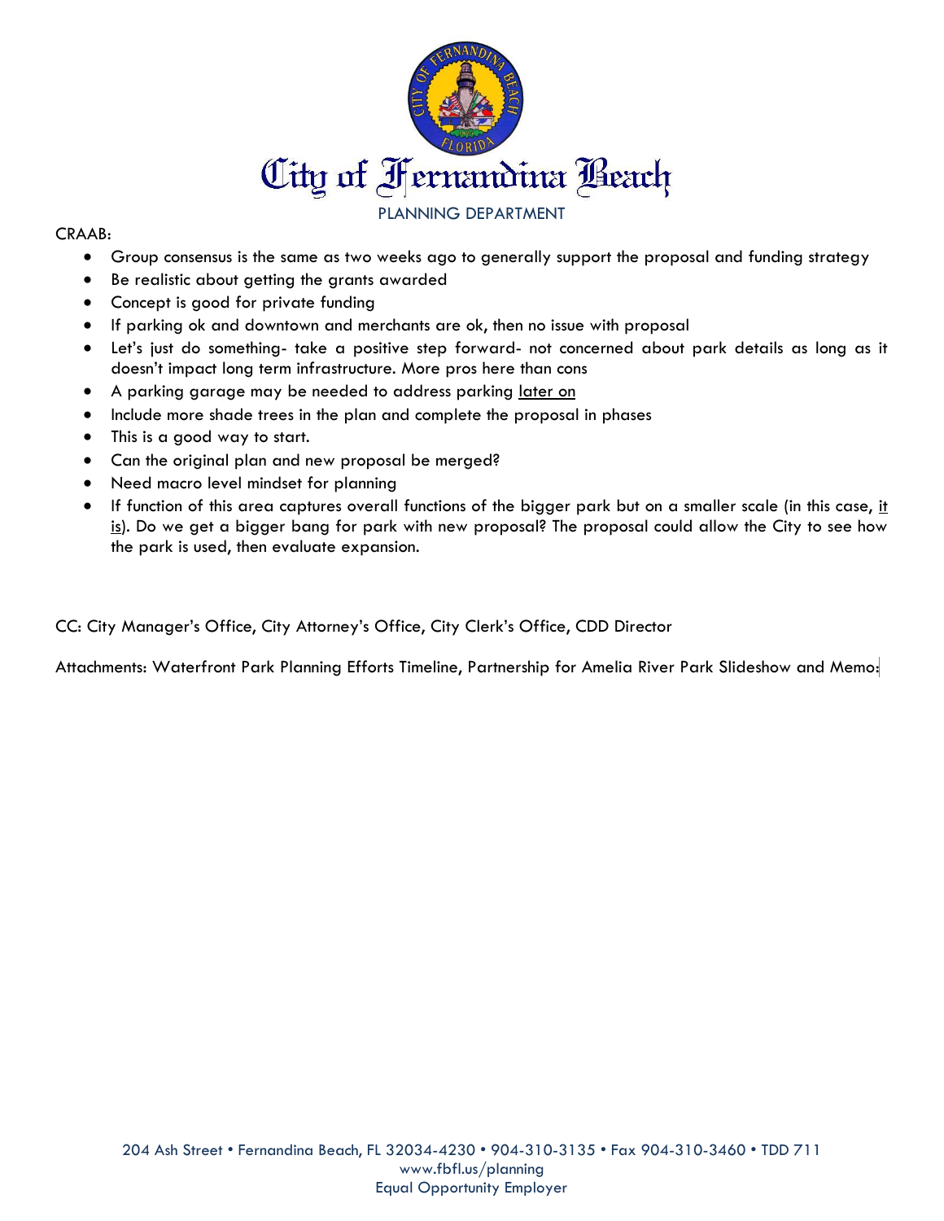City of Fernandina Beach

PLANNING DEPARTMENT

CRAAB:

- Group consensus is the same as two weeks ago to generally support the proposal and funding strategy
- Be realistic about getting the grants awarded
- Concept is good for private funding
- If parking ok and downtown and merchants are ok, then no issue with proposal
- Let's just do something- take a positive step forward- not concerned about park details as long as it doesn't impact long term infrastructure. More pros here than cons
- A parking garage may be needed to address parking <u>later on</u>
- Include more shade trees in the plan and complete the proposal in phases
- This is a good way to start.
- Can the original plan and new proposal be merged?
- Need macro level mindset for planning
- If function of this area captures overall functions of the bigger park but on a smaller scale (in this case, <u>it is</u>). Do we get a bigger bang for park with new proposal? The proposal could allow the City to see how the park is used, then evaluate expansion.

CC: City Manager's Office, City Attorney's Office, City Clerk's Office, CDD Director

Attachments: Waterfront Park Planning Efforts Timeline, Partnership for Amelia River Park Slideshow and Memo:

204 Ash Street • Fernandina Beach, FL 32034-4230 • 904-310-3135 • Fax 904-310-3460 • TDD 711
www.fbfl.us/planning
Equal Opportunity Employer